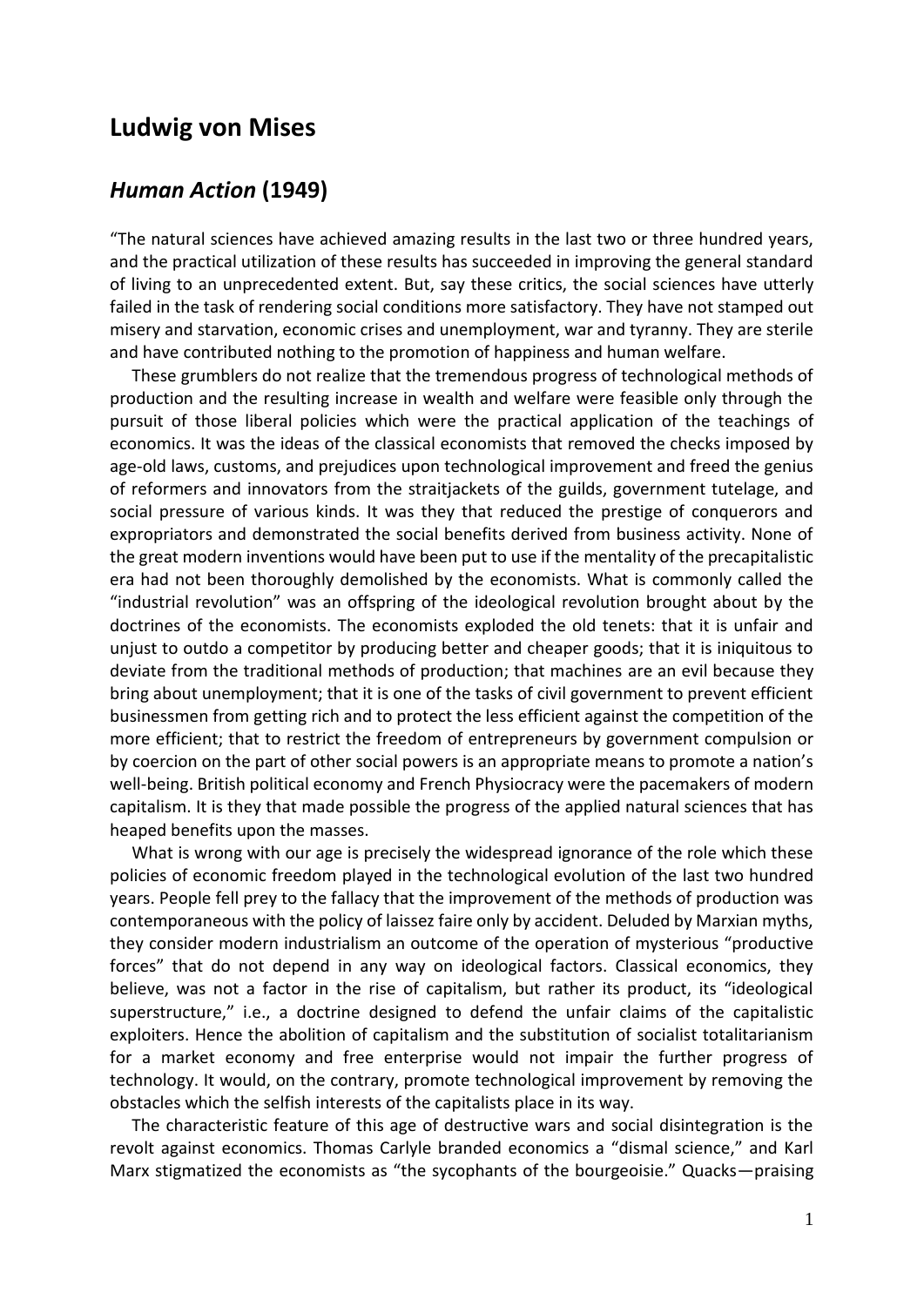# Ludwig von Mises

## *Human Action* (1949)

"The natural sciences have achieved amazing results in the last two or three hundred years, and the practical utilization of these results has succeeded in improving the general standard of living to an unprecedented extent. But, say these critics, the social sciences have utterly failed in the task of rendering social conditions more satisfactory. They have not stamped out misery and starvation, economic crises and unemployment, war and tyranny. They are sterile and have contributed nothing to the promotion of happiness and human welfare.

These grumblers do not realize that the tremendous progress of technological methods of production and the resulting increase in wealth and welfare were feasible only through the pursuit of those liberal policies which were the practical application of the teachings of economics. It was the ideas of the classical economists that removed the checks imposed by age-old laws, customs, and prejudices upon technological improvement and freed the genius of reformers and innovators from the straitjackets of the guilds, government tutelage, and social pressure of various kinds. It was they that reduced the prestige of conquerors and expropriators and demonstrated the social benefits derived from business activity. None of the great modern inventions would have been put to use if the mentality of the precapitalistic era had not been thoroughly demolished by the economists. What is commonly called the "industrial revolution" was an offspring of the ideological revolution brought about by the doctrines of the economists. The economists exploded the old tenets: that it is unfair and unjust to outdo a competitor by producing better and cheaper goods; that it is iniquitous to deviate from the traditional methods of production; that machines are an evil because they bring about unemployment; that it is one of the tasks of civil government to prevent efficient businessmen from getting rich and to protect the less efficient against the competition of the more efficient; that to restrict the freedom of entrepreneurs by government compulsion or by coercion on the part of other social powers is an appropriate means to promote a nation's well-being. British political economy and French Physiocracy were the pacemakers of modern capitalism. It is they that made possible the progress of the applied natural sciences that has heaped benefits upon the masses.

What is wrong with our age is precisely the widespread ignorance of the role which these policies of economic freedom played in the technological evolution of the last two hundred years. People fell prey to the fallacy that the improvement of the methods of production was contemporaneous with the policy of laissez faire only by accident. Deluded by Marxian myths, they consider modern industrialism an outcome of the operation of mysterious "productive forces" that do not depend in any way on ideological factors. Classical economics, they believe, was not a factor in the rise of capitalism, but rather its product, its "ideological superstructure," i.e., a doctrine designed to defend the unfair claims of the capitalistic exploiters. Hence the abolition of capitalism and the substitution of socialist totalitarianism for a market economy and free enterprise would not impair the further progress of technology. It would, on the contrary, promote technological improvement by removing the obstacles which the selfish interests of the capitalists place in its way.

The characteristic feature of this age of destructive wars and social disintegration is the revolt against economics. Thomas Carlyle branded economics a "dismal science," and Karl Marx stigmatized the economists as "the sycophants of the bourgeoisie." Quacks—praising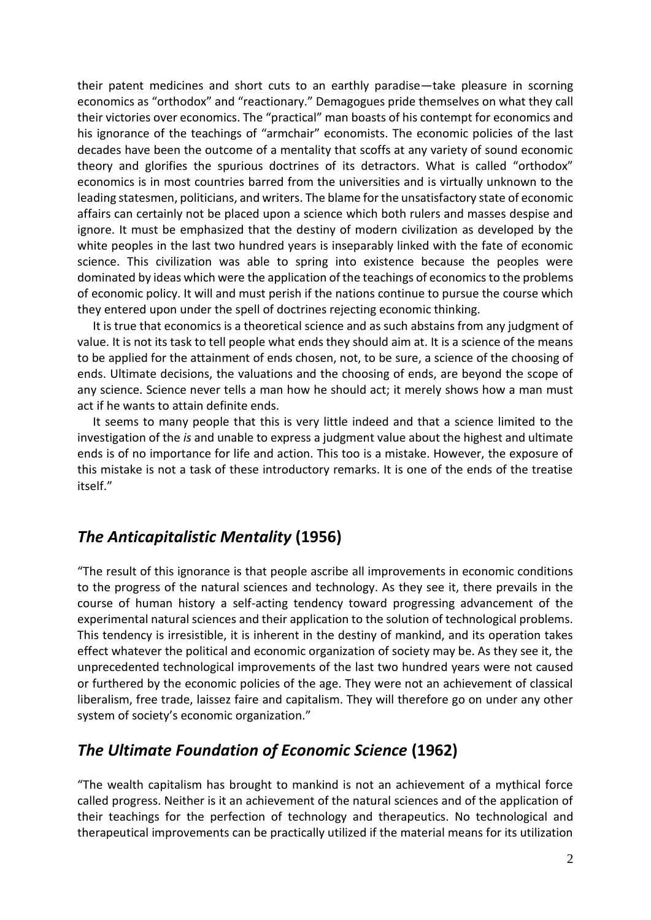their patent medicines and short cuts to an earthly paradise—take pleasure in scorning economics as "orthodox" and "reactionary." Demagogues pride themselves on what they call their victories over economics. The "practical" man boasts of his contempt for economics and his ignorance of the teachings of "armchair" economists. The economic policies of the last decades have been the outcome of a mentality that scoffs at any variety of sound economic theory and glorifies the spurious doctrines of its detractors. What is called "orthodox" economics is in most countries barred from the universities and is virtually unknown to the leading statesmen, politicians, and writers. The blame for the unsatisfactory state of economic affairs can certainly not be placed upon a science which both rulers and masses despise and ignore. It must be emphasized that the destiny of modern civilization as developed by the white peoples in the last two hundred years is inseparably linked with the fate of economic science. This civilization was able to spring into existence because the peoples were dominated by ideas which were the application of the teachings of economics to the problems of economic policy. It will and must perish if the nations continue to pursue the course which they entered upon under the spell of doctrines rejecting economic thinking.

It is true that economics is a theoretical science and as such abstains from any judgment of value. It is not its task to tell people what ends they should aim at. It is a science of the means to be applied for the attainment of ends chosen, not, to be sure, a science of the choosing of ends. Ultimate decisions, the valuations and the choosing of ends, are beyond the scope of any science. Science never tells a man how he should act; it merely shows how a man must act if he wants to attain definite ends.

It seems to many people that this is very little indeed and that a science limited to the investigation of the *is* and unable to express a judgment value about the highest and ultimate ends is of no importance for life and action. This too is a mistake. However, the exposure of this mistake is not a task of these introductory remarks. It is one of the ends of the treatise itself."

## *The Anticapitalistic Mentality* (1956)

"The result of this ignorance is that people ascribe all improvements in economic conditions to the progress of the natural sciences and technology. As they see it, there prevails in the course of human history a self-acting tendency toward progressing advancement of the experimental natural sciences and their application to the solution of technological problems. This tendency is irresistible, it is inherent in the destiny of mankind, and its operation takes effect whatever the political and economic organization of society may be. As they see it, the unprecedented technological improvements of the last two hundred years were not caused or furthered by the economic policies of the age. They were not an achievement of classical liberalism, free trade, laissez faire and capitalism. They will therefore go on under any other system of society's economic organization."

## *The Ultimate Foundation of Economic Science* (1962)

"The wealth capitalism has brought to mankind is not an achievement of a mythical force called progress. Neither is it an achievement of the natural sciences and of the application of their teachings for the perfection of technology and therapeutics. No technological and therapeutical improvements can be practically utilized if the material means for its utilization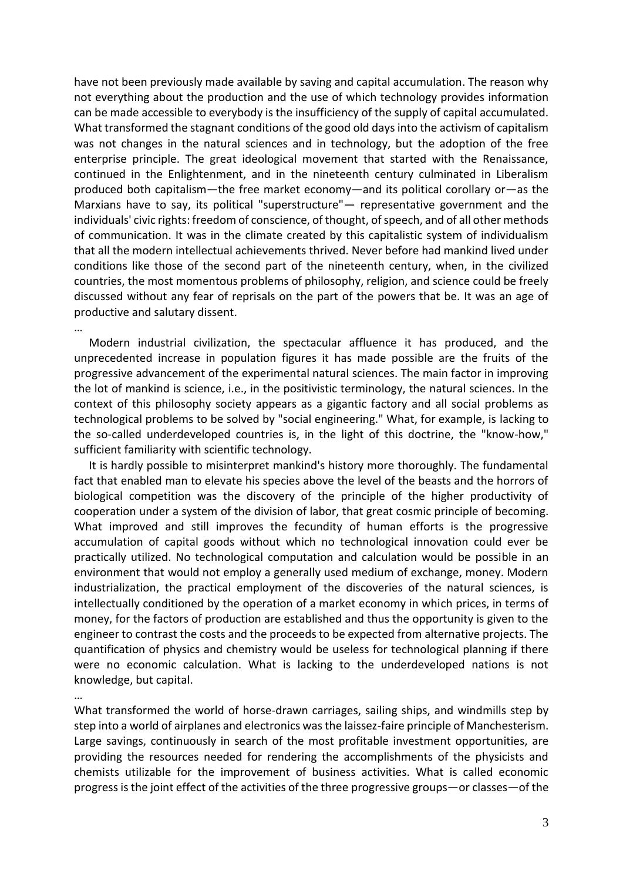have not been previously made available by saving and capital accumulation. The reason why not everything about the production and the use of which technology provides information can be made accessible to everybody is the insufficiency of the supply of capital accumulated. What transformed the stagnant conditions of the good old days into the activism of capitalism was not changes in the natural sciences and in technology, but the adoption of the free enterprise principle. The great ideological movement that started with the Renaissance, continued in the Enlightenment, and in the nineteenth century culminated in Liberalism produced both capitalism—the free market economy—and its political corollary or—as the Marxians have to say, its political "superstructure"— representative government and the individuals' civic rights: freedom of conscience, of thought, of speech, and of all other methods of communication. It was in the climate created by this capitalistic system of individualism that all the modern intellectual achievements thrived. Never before had mankind lived under conditions like those of the second part of the nineteenth century, when, in the civilized countries, the most momentous problems of philosophy, religion, and science could be freely discussed without any fear of reprisals on the part of the powers that be. It was an age of productive and salutary dissent.

…

Modern industrial civilization, the spectacular affluence it has produced, and the unprecedented increase in population figures it has made possible are the fruits of the progressive advancement of the experimental natural sciences. The main factor in improving the lot of mankind is science, i.e., in the positivistic terminology, the natural sciences. In the context of this philosophy society appears as a gigantic factory and all social problems as technological problems to be solved by "social engineering." What, for example, is lacking to the so-called underdeveloped countries is, in the light of this doctrine, the "know-how," sufficient familiarity with scientific technology.

It is hardly possible to misinterpret mankind's history more thoroughly. The fundamental fact that enabled man to elevate his species above the level of the beasts and the horrors of biological competition was the discovery of the principle of the higher productivity of cooperation under a system of the division of labor, that great cosmic principle of becoming. What improved and still improves the fecundity of human efforts is the progressive accumulation of capital goods without which no technological innovation could ever be practically utilized. No technological computation and calculation would be possible in an environment that would not employ a generally used medium of exchange, money. Modern industrialization, the practical employment of the discoveries of the natural sciences, is intellectually conditioned by the operation of a market economy in which prices, in terms of money, for the factors of production are established and thus the opportunity is given to the engineer to contrast the costs and the proceeds to be expected from alternative projects. The quantification of physics and chemistry would be useless for technological planning if there were no economic calculation. What is lacking to the underdeveloped nations is not knowledge, but capital.

…

What transformed the world of horse-drawn carriages, sailing ships, and windmills step by step into a world of airplanes and electronics was the laissez-faire principle of Manchesterism. Large savings, continuously in search of the most profitable investment opportunities, are providing the resources needed for rendering the accomplishments of the physicists and chemists utilizable for the improvement of business activities. What is called economic progress is the joint effect of the activities of the three progressive groups—or classes—of the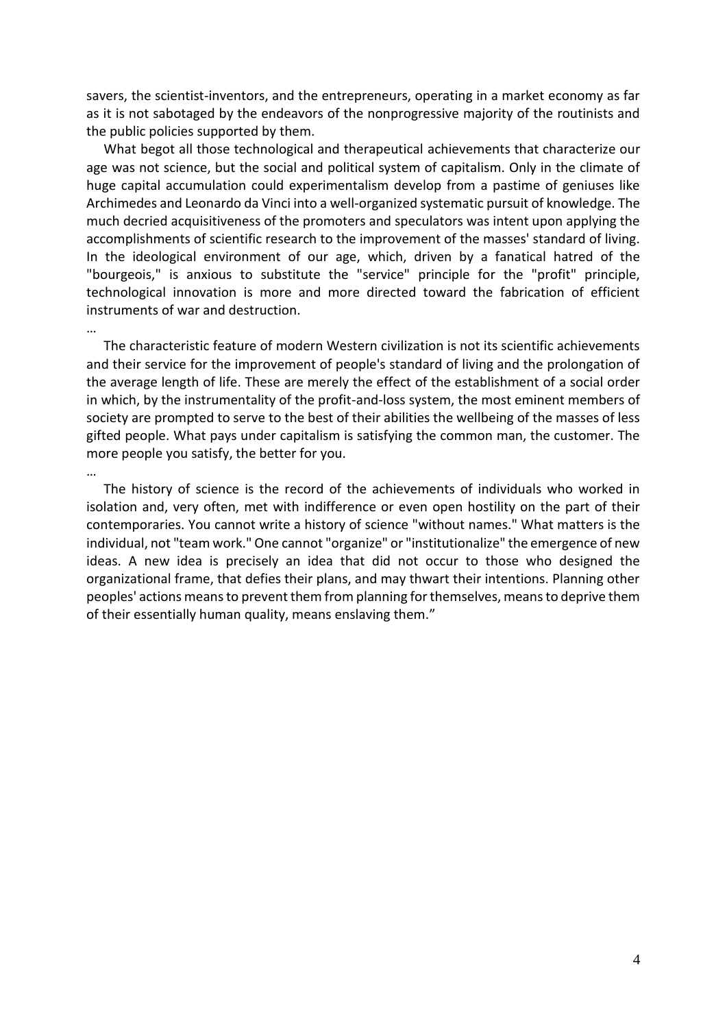savers, the scientist-inventors, and the entrepreneurs, operating in a market economy as far as it is not sabotaged by the endeavors of the nonprogressive majority of the routinists and the public policies supported by them.

What begot all those technological and therapeutical achievements that characterize our age was not science, but the social and political system of capitalism. Only in the climate of huge capital accumulation could experimentalism develop from a pastime of geniuses like Archimedes and Leonardo da Vinci into a well-organized systematic pursuit of knowledge. The much decried acquisitiveness of the promoters and speculators was intent upon applying the accomplishments of scientific research to the improvement of the masses' standard of living. In the ideological environment of our age, which, driven by a fanatical hatred of the "bourgeois," is anxious to substitute the "service" principle for the "profit" principle, technological innovation is more and more directed toward the fabrication of efficient instruments of war and destruction.

…

The characteristic feature of modern Western civilization is not its scientific achievements and their service for the improvement of people's standard of living and the prolongation of the average length of life. These are merely the effect of the establishment of a social order in which, by the instrumentality of the profit-and-loss system, the most eminent members of society are prompted to serve to the best of their abilities the wellbeing of the masses of less gifted people. What pays under capitalism is satisfying the common man, the customer. The more people you satisfy, the better for you.

…

The history of science is the record of the achievements of individuals who worked in isolation and, very often, met with indifference or even open hostility on the part of their contemporaries. You cannot write a history of science "without names." What matters is the individual, not "team work." One cannot "organize" or "institutionalize" the emergence of new ideas. A new idea is precisely an idea that did not occur to those who designed the organizational frame, that defies their plans, and may thwart their intentions. Planning other peoples' actions means to prevent them from planning for themselves, means to deprive them of their essentially human quality, means enslaving them."